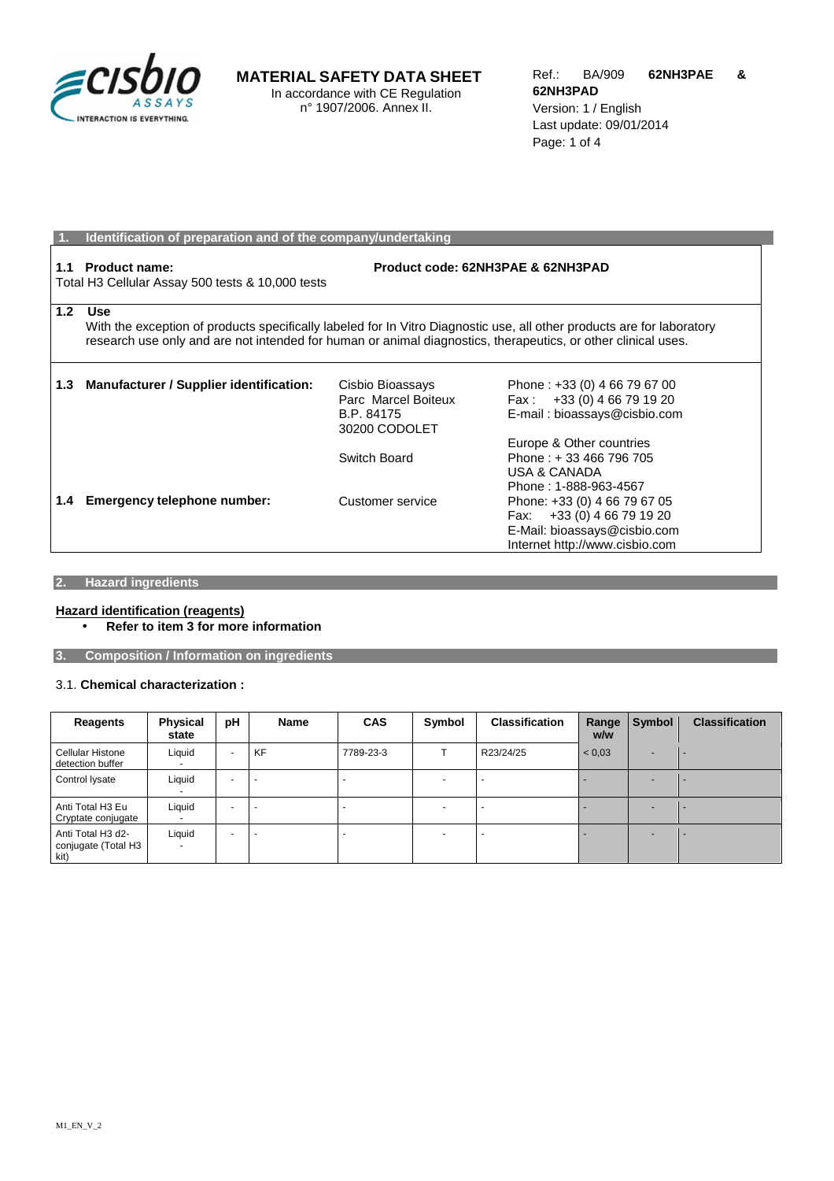# MATERIAL SAFETY DATA SHEET

In accordance with CE Regulation n° 1907/2006. Annex II.

Ref.: BA/909 **62NH3PAE & 62NH3PAD**
Version: 1 / English
Last update: 09/01/2014

## 1. Identification of preparation and of the company/undertaking

**1.1 Product name:** Total H3 Cellular Assay 500 tests & 10,000 tests

**Product code: 62NH3PAE & 62NH3PAD**

**1.2 Use**

With the exception of products specifically labeled for In Vitro Diagnostic use, all other products are for laboratory research use only and are not intended for human or animal diagnostics, therapeutics, or other clinical uses.

**1.3 Manufacturer / Supplier identification:**

Cisbio Bioassays
Parc Marcel Boiteux
B.P. 84175
30200 CODOLET

Phone : +33 (0) 4 66 79 67 00
Fax : +33 (0) 4 66 79 19 20
E-mail : bioassays@cisbio.com

Switch Board

Europe & Other countries
Phone : + 33 466 796 705
USA & CANADA
Phone : 1-888-963-4567

**1.4 Emergency telephone number:**

Customer service

Phone: +33 (0) 4 66 79 67 05
Fax: +33 (0) 4 66 79 19 20
E-Mail: bioassays@cisbio.com
Internet http://www.cisbio.com

## 2. Hazard ingredients

**Hazard identification (reagents)**

- **Refer to item 3 for more information**

## 3. Composition / Information on ingredients

3.1. **Chemical characterization :**

| Reagents | Physical state | pH | Name | CAS | Symbol | Classification | Range w/w | Symbol | Classification |
|---|---|---|---|---|---|---|---|---|---|
| Cellular Histone detection buffer | Liquid - | - | KF | 7789-23-3 | T | R23/24/25 | < 0,03 | - | - |
| Control lysate | Liquid - | - | - | - | - | - | - | - | - |
| Anti Total H3 Eu Cryptate conjugate | Liquid - | - | - | - | - | - | - | - | - |
| Anti Total H3 d2-conjugate (Total H3 kit) | Liquid - | - | - | - | - | - | - | - | - |

M1_EN_V_2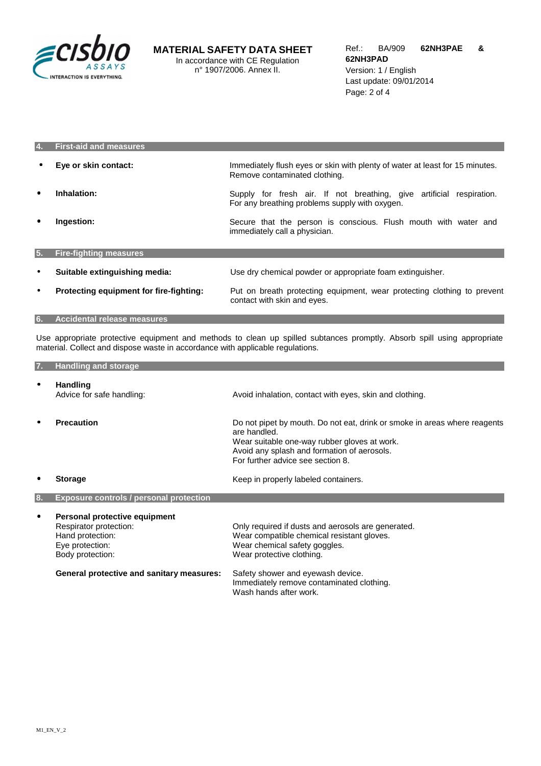## 4. First-aid and measures

- **Eye or skin contact:** Immediately flush eyes or skin with plenty of water at least for 15 minutes. Remove contaminated clothing.
- **Inhalation:** Supply for fresh air. If not breathing, give artificial respiration. For any breathing problems supply with oxygen.
- **Ingestion:** Secure that the person is conscious. Flush mouth with water and immediately call a physician.

## 5. Fire-fighting measures

- **Suitable extinguishing media:** Use dry chemical powder or appropriate foam extinguisher.
- **Protecting equipment for fire-fighting:** Put on breath protecting equipment, wear protecting clothing to prevent contact with skin and eyes.

## 6. Accidental release measures

Use appropriate protective equipment and methods to clean up spilled subtances promptly. Absorb spill using appropriate material. Collect and dispose waste in accordance with applicable regulations.

## 7. Handling and storage

- **Handling**
  Advice for safe handling: Avoid inhalation, contact with eyes, skin and clothing.
- **Precaution**
  Do not pipet by mouth. Do not eat, drink or smoke in areas where reagents are handled.
  Wear suitable one-way rubber gloves at work.
  Avoid any splash and formation of aerosols.
  For further advice see section 8.
- **Storage**
  Keep in properly labeled containers.

## 8. Exposure controls / personal protection

- **Personal protective equipment**
  - Respirator protection: Only required if dusts and aerosols are generated.
  - Hand protection: Wear compatible chemical resistant gloves.
  - Eye protection: Wear chemical safety goggles.
  - Body protection: Wear protective clothing.

**General protective and sanitary measures:** Safety shower and eyewash device.
Immediately remove contaminated clothing.
Wash hands after work.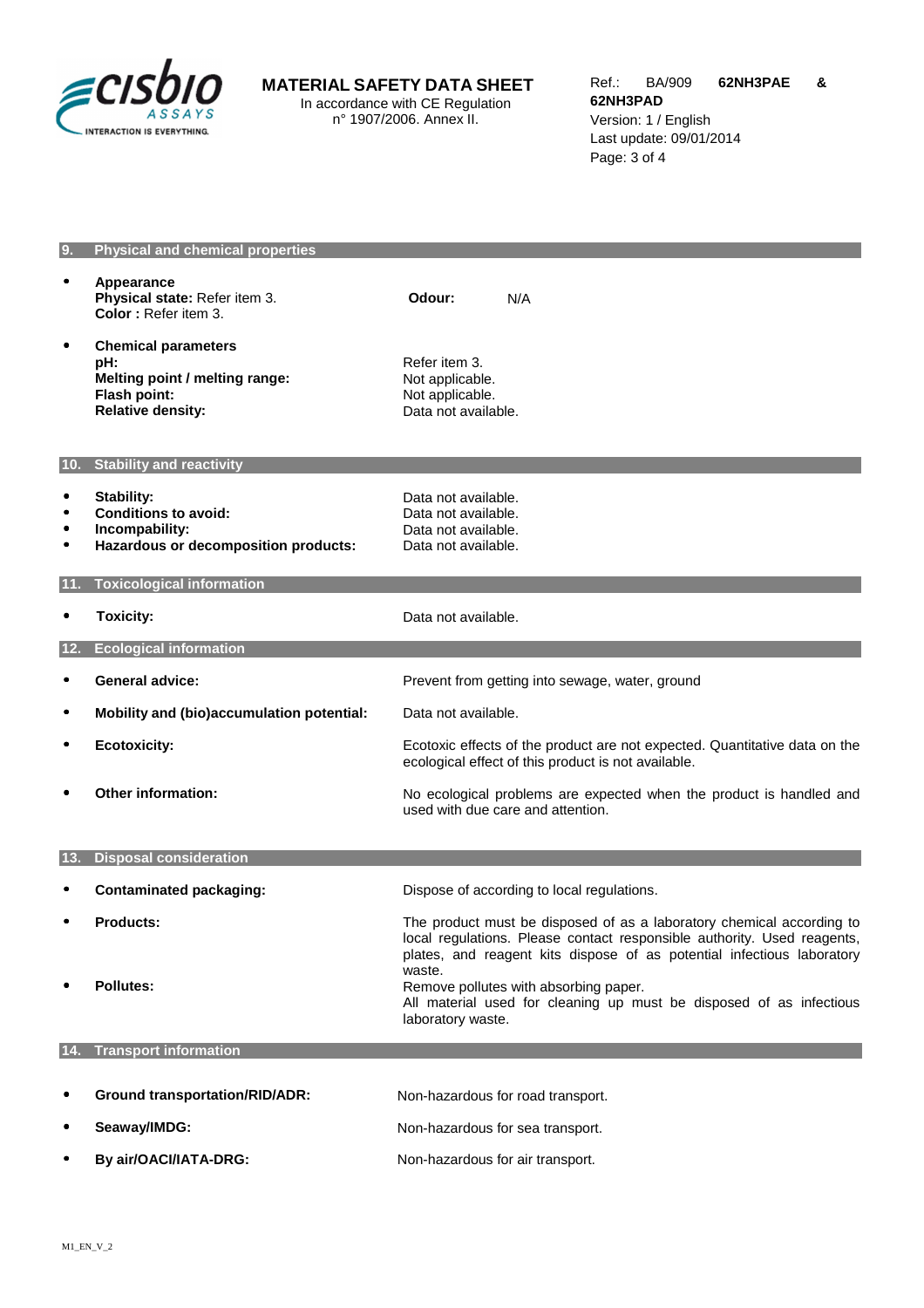## 9. Physical and chemical properties

- **Appearance**
  **Physical state:** Refer item 3.
  **Color :** Refer item 3.

  **Odour:** N/A

- **Chemical parameters**

| | |
|---|---|
| **pH:** | Refer item 3. |
| **Melting point / melting range:** | Not applicable. |
| **Flash point:** | Not applicable. |
| **Relative density:** | Data not available. |

## 10. Stability and reactivity

- **Stability:** Data not available.
- **Conditions to avoid:** Data not available.
- **Incompability:** Data not available.
- **Hazardous or decomposition products:** Data not available.

## 11. Toxicological information

- **Toxicity:** Data not available.

## 12. Ecological information

- **General advice:** Prevent from getting into sewage, water, ground
- **Mobility and (bio)accumulation potential:** Data not available.
- **Ecotoxicity:** Ecotoxic effects of the product are not expected. Quantitative data on the ecological effect of this product is not available.
- **Other information:** No ecological problems are expected when the product is handled and used with due care and attention.

## 13. Disposal consideration

- **Contaminated packaging:** Dispose of according to local regulations.
- **Products:** The product must be disposed of as a laboratory chemical according to local regulations. Please contact responsible authority. Used reagents, plates, and reagent kits dispose of as potential infectious laboratory waste.
- **Pollutes:** Remove pollutes with absorbing paper.
  All material used for cleaning up must be disposed of as infectious laboratory waste.

## 14. Transport information

- **Ground transportation/RID/ADR:** Non-hazardous for road transport.
- **Seaway/IMDG:** Non-hazardous for sea transport.
- **By air/OACI/IATA-DRG:** Non-hazardous for air transport.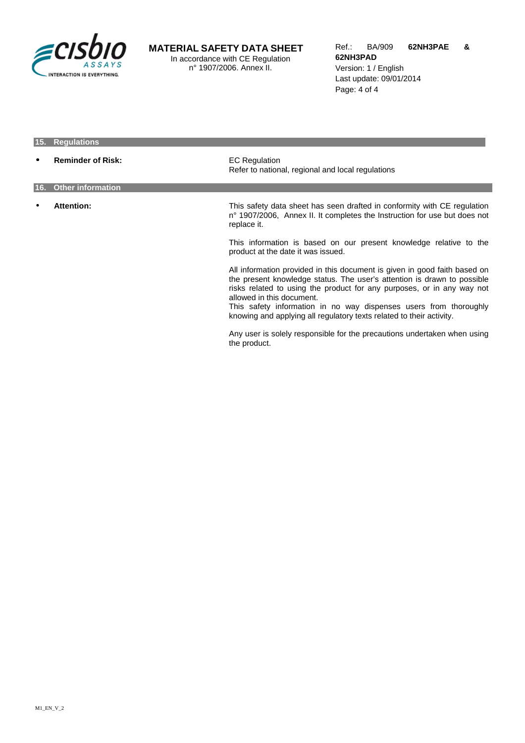## 15. Regulations

- **Reminder of Risk:** EC Regulation
  Refer to national, regional and local regulations

## 16. Other information

- **Attention:** This safety data sheet has seen drafted in conformity with CE regulation n° 1907/2006, Annex II. It completes the Instruction for use but does not replace it.

  This information is based on our present knowledge relative to the product at the date it was issued.

  All information provided in this document is given in good faith based on the present knowledge status. The user's attention is drawn to possible risks related to using the product for any purposes, or in any way not allowed in this document.
  This safety information in no way dispenses users from thoroughly knowing and applying all regulatory texts related to their activity.

  Any user is solely responsible for the precautions undertaken when using the product.